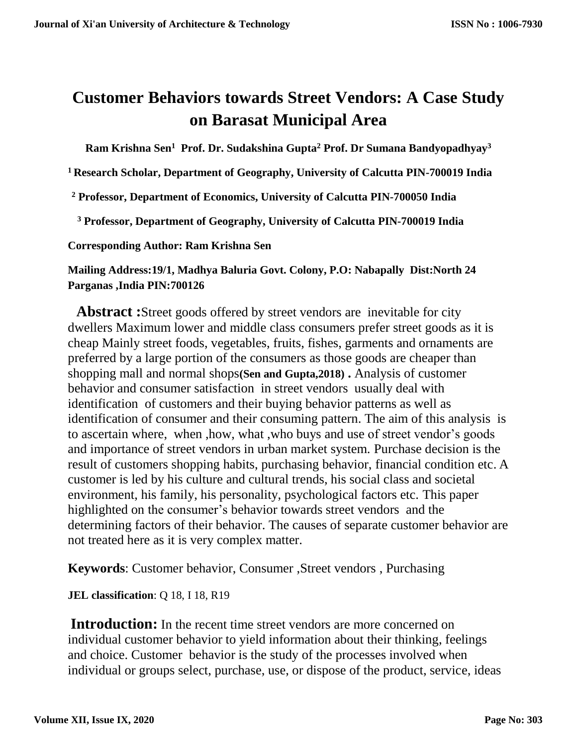# Customer Behaviors towards Street Vendors: A Case Study on Barasat Municipal Area

**Ram Krishna Sen[1] Prof. Dr. Sudakshina Gupta[2] Prof. Dr Sumana Bandyopadhyay[3]**

**[1] Research Scholar, Department of Geography, University of Calcutta PIN-700019 India**

**[2] Professor, Department of Economics, University of Calcutta PIN-700050 India**

**[3] Professor, Department of Geography, University of Calcutta PIN-700019 India**

**Corresponding Author: Ram Krishna Sen**

**Mailing Address:19/1, Madhya Baluria Govt. Colony, P.O: Nabapally Dist:North 24 Parganas ,India PIN:700126**

**Abstract :**Street goods offered by street vendors are inevitable for city dwellers Maximum lower and middle class consumers prefer street goods as it is cheap Mainly street foods, vegetables, fruits, fishes, garments and ornaments are preferred by a large portion of the consumers as those goods are cheaper than shopping mall and normal shops**(Sen and Gupta,2018) .** Analysis of customer behavior and consumer satisfaction in street vendors usually deal with identification of customers and their buying behavior patterns as well as identification of consumer and their consuming pattern. The aim of this analysis is to ascertain where, when ,how, what ,who buys and use of street vendor's goods and importance of street vendors in urban market system. Purchase decision is the result of customers shopping habits, purchasing behavior, financial condition etc. A customer is led by his culture and cultural trends, his social class and societal environment, his family, his personality, psychological factors etc. This paper highlighted on the consumer's behavior towards street vendors and the determining factors of their behavior. The causes of separate customer behavior are not treated here as it is very complex matter.

**Keywords**: Customer behavior, Consumer ,Street vendors , Purchasing

**JEL classification**: Q 18, I 18, R19

**Introduction:** In the recent time street vendors are more concerned on individual customer behavior to yield information about their thinking, feelings and choice. Customer behavior is the study of the processes involved when individual or groups select, purchase, use, or dispose of the product, service, ideas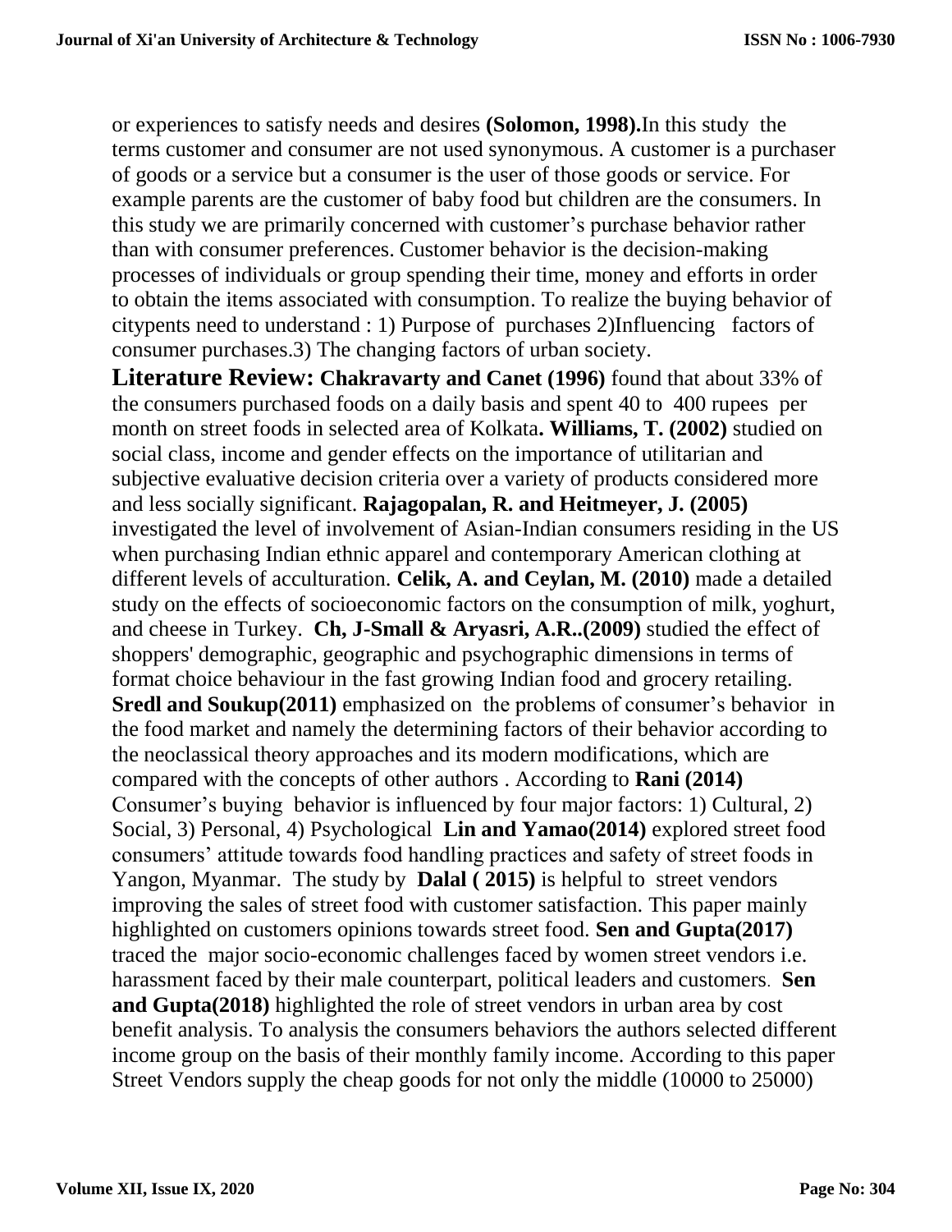or experiences to satisfy needs and desires **(Solomon, 1998).**In this study the terms customer and consumer are not used synonymous. A customer is a purchaser of goods or a service but a consumer is the user of those goods or service. For example parents are the customer of baby food but children are the consumers. In this study we are primarily concerned with customer's purchase behavior rather than with consumer preferences. Customer behavior is the decision-making processes of individuals or group spending their time, money and efforts in order to obtain the items associated with consumption. To realize the buying behavior of citypents need to understand : 1) Purpose of purchases 2)Influencing factors of consumer purchases.3) The changing factors of urban society.

**Literature Review:** **Chakravarty and Canet (1996)** found that about 33% of the consumers purchased foods on a daily basis and spent 40 to 400 rupees per month on street foods in selected area of Kolkata**. Williams, T. (2002)** studied on social class, income and gender effects on the importance of utilitarian and subjective evaluative decision criteria over a variety of products considered more and less socially significant. **Rajagopalan, R. and Heitmeyer, J. (2005)** investigated the level of involvement of Asian-Indian consumers residing in the US when purchasing Indian ethnic apparel and contemporary American clothing at different levels of acculturation. **Celik, A. and Ceylan, M. (2010)** made a detailed study on the effects of socioeconomic factors on the consumption of milk, yoghurt, and cheese in Turkey. **Ch, J-Small & Aryasri, A.R..(2009)** studied the effect of shoppers' demographic, geographic and psychographic dimensions in terms of format choice behaviour in the fast growing Indian food and grocery retailing. **Sredl and Soukup(2011)** emphasized on the problems of consumer's behavior in the food market and namely the determining factors of their behavior according to the neoclassical theory approaches and its modern modifications, which are compared with the concepts of other authors . According to **Rani (2014)** Consumer's buying behavior is influenced by four major factors: 1) Cultural, 2) Social, 3) Personal, 4) Psychological **Lin and Yamao(2014)** explored street food consumers' attitude towards food handling practices and safety of street foods in Yangon, Myanmar. The study by **Dalal ( 2015)** is helpful to street vendors improving the sales of street food with customer satisfaction. This paper mainly highlighted on customers opinions towards street food. **Sen and Gupta(2017)** traced the major socio-economic challenges faced by women street vendors i.e. harassment faced by their male counterpart, political leaders and customers. **Sen and Gupta(2018)** highlighted the role of street vendors in urban area by cost benefit analysis. To analysis the consumers behaviors the authors selected different income group on the basis of their monthly family income. According to this paper Street Vendors supply the cheap goods for not only the middle (10000 to 25000)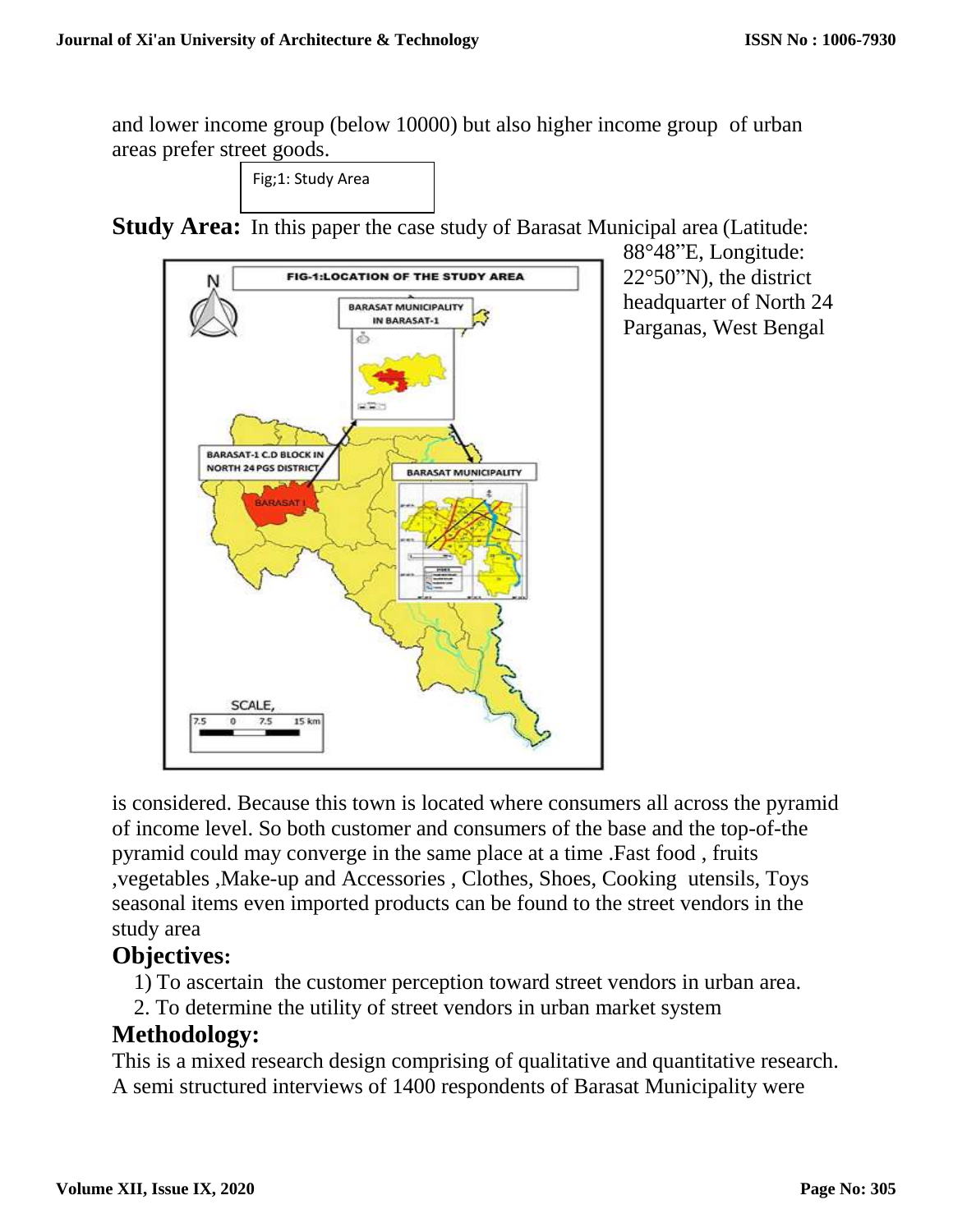and lower income group (below 10000) but also higher income group of urban areas prefer street goods.

Fig;1: Study Area

**Study Area:** In this paper the case study of Barasat Municipal area (Latitude: 88°48"E, Longitude: 22°50"N), the district headquarter of North 24 Parganas, West Bengal is considered. Because this town is located where consumers all across the pyramid of income level. So both customer and consumers of the base and the top-of-the pyramid could may converge in the same place at a time .Fast food , fruits ,vegetables ,Make-up and Accessories , Clothes, Shoes, Cooking utensils, Toys seasonal items even imported products can be found to the street vendors in the study area

## Objectives:

1) To ascertain the customer perception toward street vendors in urban area.
2. To determine the utility of street vendors in urban market system

## Methodology:

This is a mixed research design comprising of qualitative and quantitative research. A semi structured interviews of 1400 respondents of Barasat Municipality were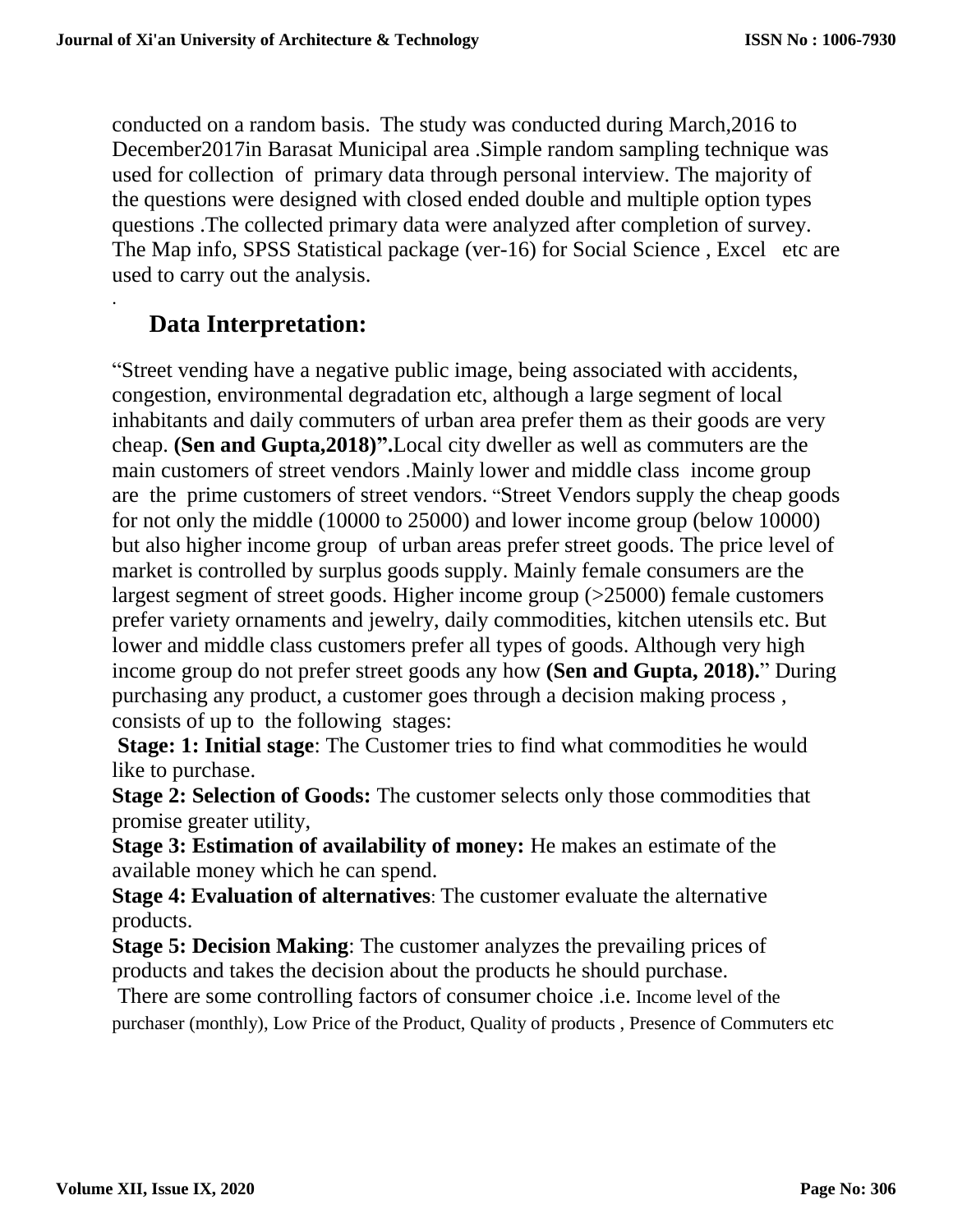conducted on a random basis. The study was conducted during March,2016 to December2017in Barasat Municipal area .Simple random sampling technique was used for collection of primary data through personal interview. The majority of the questions were designed with closed ended double and multiple option types questions .The collected primary data were analyzed after completion of survey. The Map info, SPSS Statistical package (ver-16) for Social Science , Excel etc are used to carry out the analysis.

.

## Data Interpretation:

"Street vending have a negative public image, being associated with accidents, congestion, environmental degradation etc, although a large segment of local inhabitants and daily commuters of urban area prefer them as their goods are very cheap. **(Sen and Gupta,2018)".**Local city dweller as well as commuters are the main customers of street vendors .Mainly lower and middle class income group are the prime customers of street vendors. "Street Vendors supply the cheap goods for not only the middle (10000 to 25000) and lower income group (below 10000) but also higher income group of urban areas prefer street goods. The price level of market is controlled by surplus goods supply. Mainly female consumers are the largest segment of street goods. Higher income group (>25000) female customers prefer variety ornaments and jewelry, daily commodities, kitchen utensils etc. But lower and middle class customers prefer all types of goods. Although very high income group do not prefer street goods any how **(Sen and Gupta, 2018).**" During purchasing any product, a customer goes through a decision making process , consists of up to the following stages:

**Stage: 1: Initial stage**: The Customer tries to find what commodities he would like to purchase.

**Stage 2: Selection of Goods:** The customer selects only those commodities that promise greater utility,

**Stage 3: Estimation of availability of money:** He makes an estimate of the available money which he can spend.

**Stage 4: Evaluation of alternatives**: The customer evaluate the alternative products.

**Stage 5: Decision Making**: The customer analyzes the prevailing prices of products and takes the decision about the products he should purchase.

There are some controlling factors of consumer choice .i.e. Income level of the purchaser (monthly), Low Price of the Product, Quality of products , Presence of Commuters etc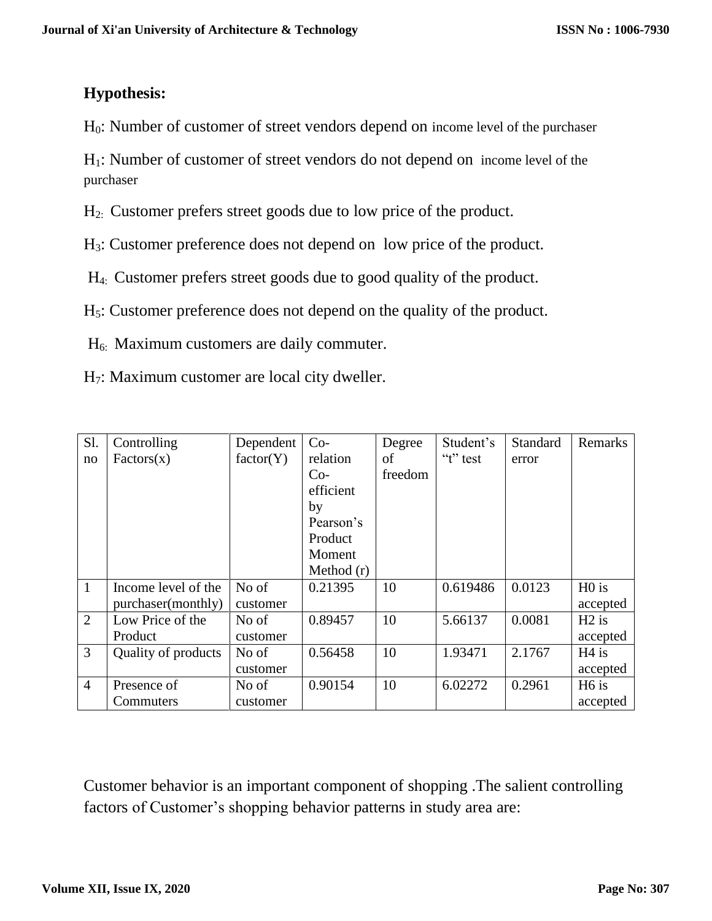**Hypothesis:**

$H_0$: Number of customer of street vendors depend on income level of the purchaser

$H_1$: Number of customer of street vendors do not depend on income level of the purchaser

$H_2$: Customer prefers street goods due to low price of the product.

$H_3$: Customer preference does not depend on low price of the product.

$H_4$: Customer prefers street goods due to good quality of the product.

$H_5$: Customer preference does not depend on the quality of the product.

$H_6$: Maximum customers are daily commuter.

$H_7$: Maximum customer are local city dweller.

| Sl. no | Controlling Factors(x) | Dependent factor(Y) | Co-relation Co-efficient by Pearson's Product Moment Method (r) | Degree of freedom | Student's "t" test | Standard error | Remarks |
|---|---|---|---|---|---|---|---|
| 1 | Income level of the purchaser(monthly) | No of customer | 0.21395 | 10 | 0.619486 | 0.0123 | H0 is accepted |
| 2 | Low Price of the Product | No of customer | 0.89457 | 10 | 5.66137 | 0.0081 | H2 is accepted |
| 3 | Quality of products | No of customer | 0.56458 | 10 | 1.93471 | 2.1767 | H4 is accepted |
| 4 | Presence of Commuters | No of customer | 0.90154 | 10 | 6.02272 | 0.2961 | H6 is accepted |

Customer behavior is an important component of shopping .The salient controlling factors of Customer's shopping behavior patterns in study area are: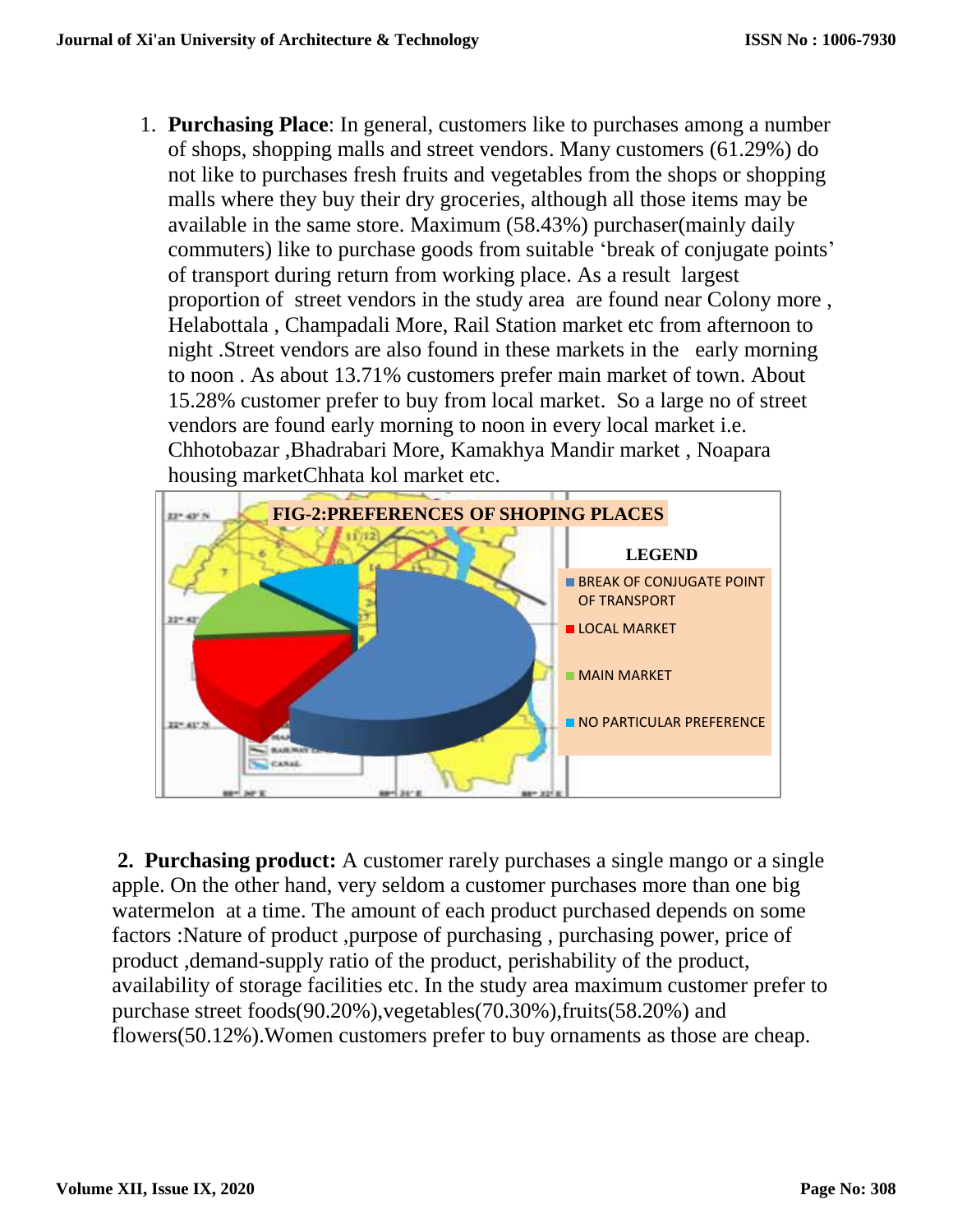1. **Purchasing Place**: In general, customers like to purchases among a number of shops, shopping malls and street vendors. Many customers (61.29%) do not like to purchases fresh fruits and vegetables from the shops or shopping malls where they buy their dry groceries, although all those items may be available in the same store. Maximum (58.43%) purchaser(mainly daily commuters) like to purchase goods from suitable 'break of conjugate points' of transport during return from working place. As a result largest proportion of street vendors in the study area are found near Colony more , Helabottala , Champadali More, Rail Station market etc from afternoon to night .Street vendors are also found in these markets in the early morning to noon . As about 13.71% customers prefer main market of town. About 15.28% customer prefer to buy from local market. So a large no of street vendors are found early morning to noon in every local market i.e. Chhotobazar ,Bhadrabari More, Kamakhya Mandir market , Noapara housing marketChhata kol market etc.

FIG-2:PREFERENCES OF SHOPING PLACES

LEGEND
- BREAK OF CONJUGATE POINT OF TRANSPORT
- LOCAL MARKET
- MAIN MARKET
- NO PARTICULAR PREFERENCE

**2. Purchasing product:** A customer rarely purchases a single mango or a single apple. On the other hand, very seldom a customer purchases more than one big watermelon at a time. The amount of each product purchased depends on some factors :Nature of product ,purpose of purchasing , purchasing power, price of product ,demand-supply ratio of the product, perishability of the product, availability of storage facilities etc. In the study area maximum customer prefer to purchase street foods(90.20%),vegetables(70.30%),fruits(58.20%) and flowers(50.12%).Women customers prefer to buy ornaments as those are cheap.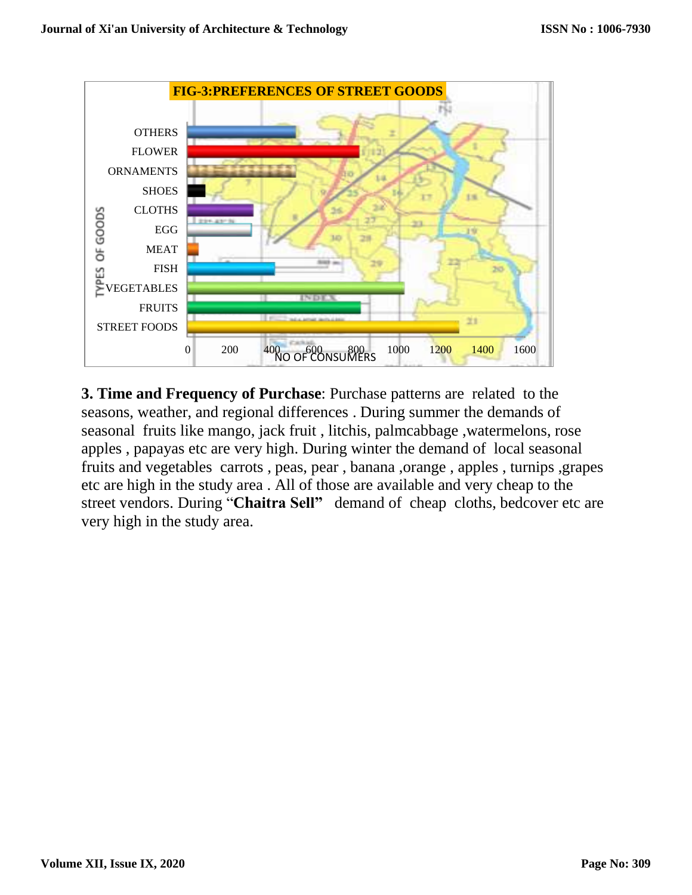FIG-3:PREFERENCES OF STREET GOODS

| TYPES OF GOODS | NO OF CONSUMERS |
|---|---|
| OTHERS | |
| FLOWER | |
| ORNAMENTS | |
| SHOES | |
| CLOTHS | |
| EGG | |
| MEAT | |
| FISH | |
| VEGETABLES | |
| FRUITS | |
| STREET FOODS | |

**3. Time and Frequency of Purchase**: Purchase patterns are related to the seasons, weather, and regional differences . During summer the demands of seasonal fruits like mango, jack fruit , litchis, palmcabbage ,watermelons, rose apples , papayas etc are very high. During winter the demand of local seasonal fruits and vegetables carrots , peas, pear , banana ,orange , apples , turnips ,grapes etc are high in the study area . All of those are available and very cheap to the street vendors. During "**Chaitra Sell"** demand of cheap cloths, bedcover etc are very high in the study area.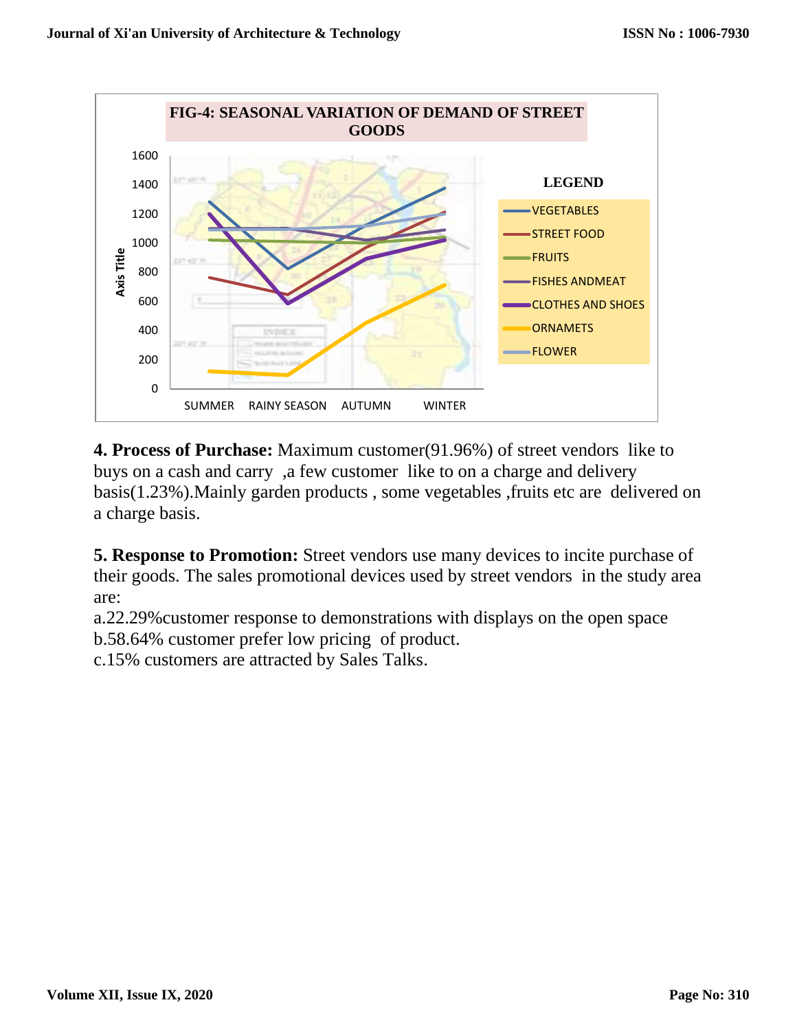FIG-4: SEASONAL VARIATION OF DEMAND OF STREET GOODS

**4. Process of Purchase:** Maximum customer(91.96%) of street vendors like to buys on a cash and carry ,a few customer like to on a charge and delivery basis(1.23%).Mainly garden products , some vegetables ,fruits etc are delivered on a charge basis.

**5. Response to Promotion:** Street vendors use many devices to incite purchase of their goods. The sales promotional devices used by street vendors in the study area are:

a.22.29%customer response to demonstrations with displays on the open space
b.58.64% customer prefer low pricing of product.
c.15% customers are attracted by Sales Talks.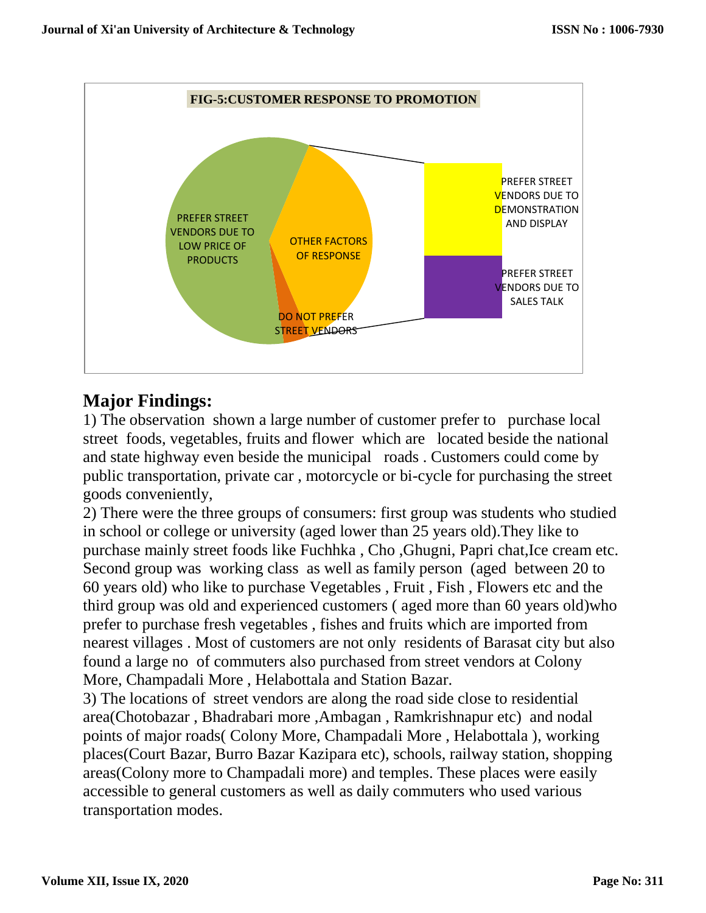FIG-5:CUSTOMER RESPONSE TO PROMOTION

PREFER STREET VENDORS DUE TO LOW PRICE OF PRODUCTS

OTHER FACTORS OF RESPONSE

DO NOT PREFER STREET VENDORS

PREFER STREET VENDORS DUE TO DEMONSTRATION AND DISPLAY

PREFER STREET VENDORS DUE TO SALES TALK

## Major Findings:

1) The observation shown a large number of customer prefer to purchase local street foods, vegetables, fruits and flower which are located beside the national and state highway even beside the municipal roads . Customers could come by public transportation, private car , motorcycle or bi-cycle for purchasing the street goods conveniently,

2) There were the three groups of consumers: first group was students who studied in school or college or university (aged lower than 25 years old).They like to purchase mainly street foods like Fuchhka , Cho ,Ghugni, Papri chat,Ice cream etc. Second group was working class as well as family person (aged between 20 to 60 years old) who like to purchase Vegetables , Fruit , Fish , Flowers etc and the third group was old and experienced customers ( aged more than 60 years old)who prefer to purchase fresh vegetables , fishes and fruits which are imported from nearest villages . Most of customers are not only residents of Barasat city but also found a large no of commuters also purchased from street vendors at Colony More, Champadali More , Helabottala and Station Bazar.

3) The locations of street vendors are along the road side close to residential area(Chotobazar , Bhadrabari more ,Ambagan , Ramkrishnapur etc) and nodal points of major roads( Colony More, Champadali More , Helabottala ), working places(Court Bazar, Burro Bazar Kazipara etc), schools, railway station, shopping areas(Colony more to Champadali more) and temples. These places were easily accessible to general customers as well as daily commuters who used various transportation modes.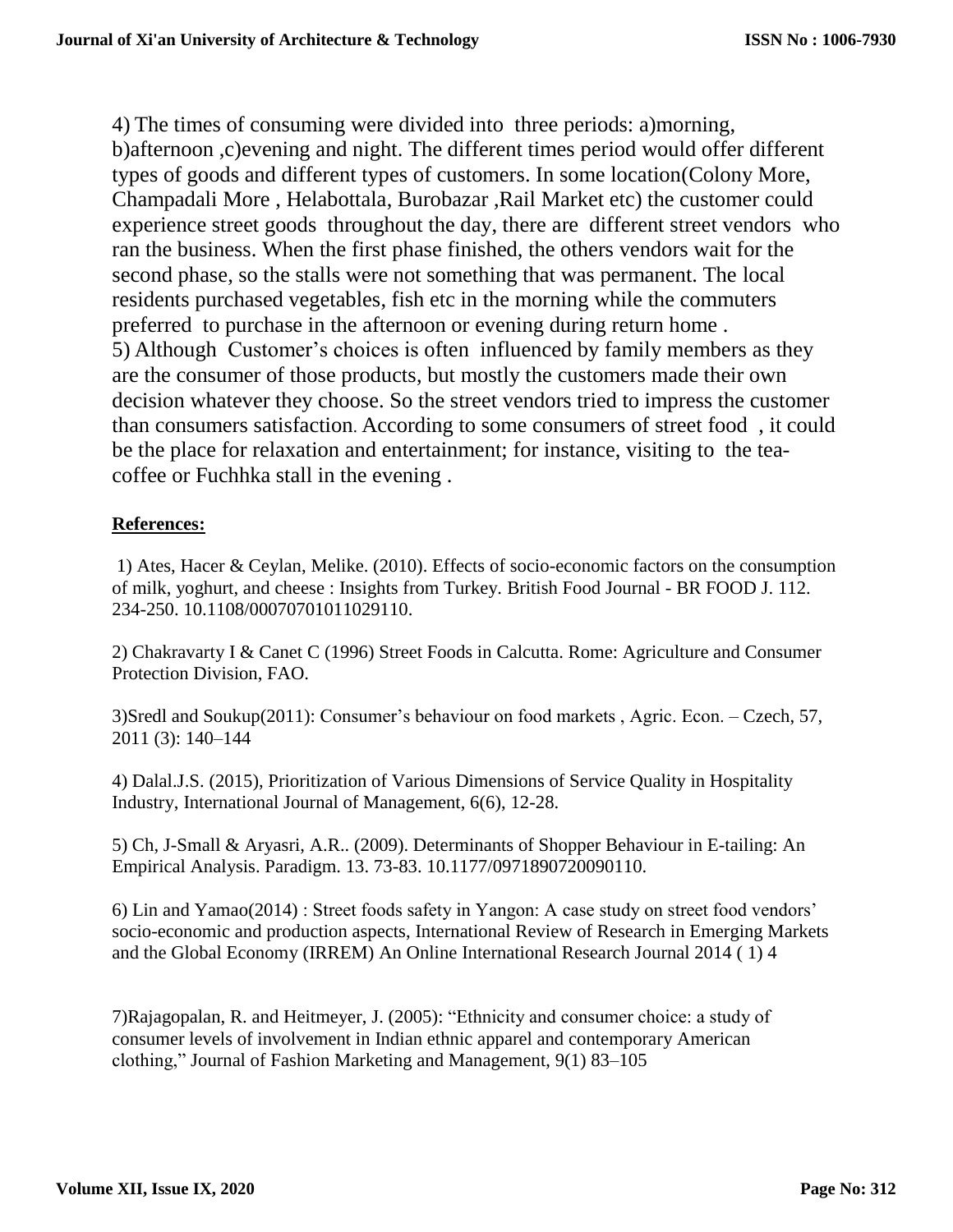4) The times of consuming were divided into three periods: a)morning, b)afternoon ,c)evening and night. The different times period would offer different types of goods and different types of customers. In some location(Colony More, Champadali More , Helabottala, Burobazar ,Rail Market etc) the customer could experience street goods throughout the day, there are different street vendors who ran the business. When the first phase finished, the others vendors wait for the second phase, so the stalls were not something that was permanent. The local residents purchased vegetables, fish etc in the morning while the commuters preferred to purchase in the afternoon or evening during return home .

5) Although Customer's choices is often influenced by family members as they are the consumer of those products, but mostly the customers made their own decision whatever they choose. So the street vendors tried to impress the customer than consumers satisfaction. According to some consumers of street food , it could be the place for relaxation and entertainment; for instance, visiting to the tea-coffee or Fuchhka stall in the evening .

**References:**

1) Ates, Hacer & Ceylan, Melike. (2010). Effects of socio-economic factors on the consumption of milk, yoghurt, and cheese : Insights from Turkey. British Food Journal - BR FOOD J. 112. 234-250. 10.1108/00070701011029110.

2) Chakravarty I & Canet C (1996) Street Foods in Calcutta. Rome: Agriculture and Consumer Protection Division, FAO.

3)Sredl and Soukup(2011): Consumer's behaviour on food markets , Agric. Econ. – Czech, 57, 2011 (3): 140–144

4) Dalal.J.S. (2015), Prioritization of Various Dimensions of Service Quality in Hospitality Industry, International Journal of Management, 6(6), 12-28.

5) Ch, J-Small & Aryasri, A.R.. (2009). Determinants of Shopper Behaviour in E-tailing: An Empirical Analysis. Paradigm. 13. 73-83. 10.1177/0971890720090110.

6) Lin and Yamao(2014) : Street foods safety in Yangon: A case study on street food vendors' socio-economic and production aspects, International Review of Research in Emerging Markets and the Global Economy (IRREM) An Online International Research Journal 2014 ( 1) 4

7)Rajagopalan, R. and Heitmeyer, J. (2005): "Ethnicity and consumer choice: a study of consumer levels of involvement in Indian ethnic apparel and contemporary American clothing," Journal of Fashion Marketing and Management, 9(1) 83–105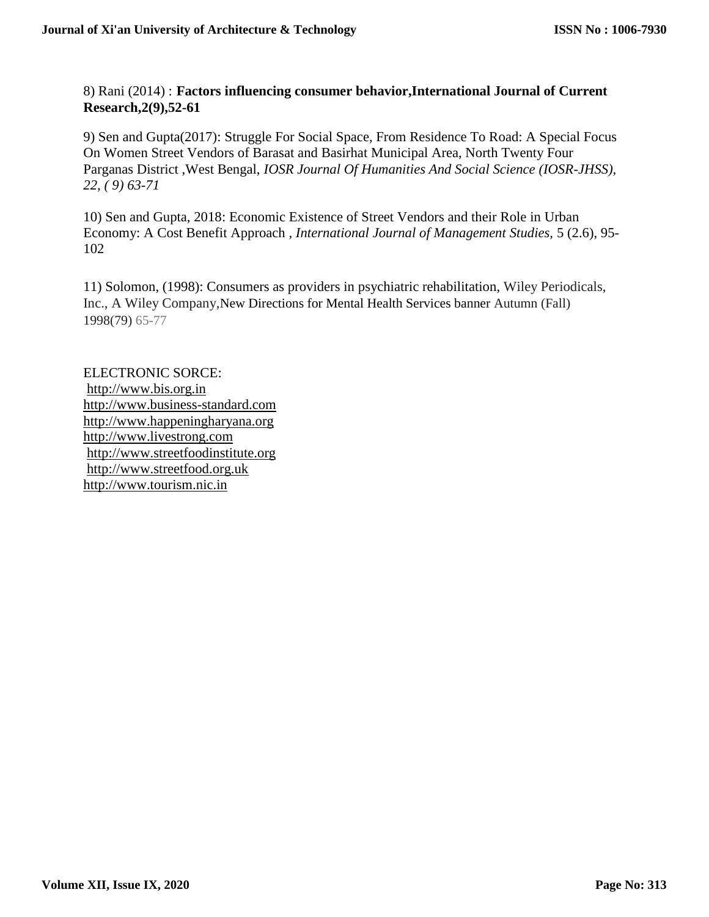8) Rani (2014) : **Factors influencing consumer behavior,International Journal of Current Research,2(9),52-61**

9) Sen and Gupta(2017): Struggle For Social Space, From Residence To Road: A Special Focus On Women Street Vendors of Barasat and Basirhat Municipal Area, North Twenty Four Parganas District ,West Bengal, *IOSR Journal Of Humanities And Social Science (IOSR-JHSS), 22, ( 9) 63-71*

10) Sen and Gupta, 2018: Economic Existence of Street Vendors and their Role in Urban Economy: A Cost Benefit Approach *, International Journal of Management Studies*, 5 (2.6), 95-102

11) Solomon, (1998): Consumers as providers in psychiatric rehabilitation, Wiley Periodicals, Inc., A Wiley Company,New Directions for Mental Health Services banner Autumn (Fall) 1998(79) 65-77

ELECTRONIC SORCE:
http://www.bis.org.in
http://www.business-standard.com
http://www.happeningharyana.org
http://www.livestrong.com
http://www.streetfoodinstitute.org
http://www.streetfood.org.uk
http://www.tourism.nic.in